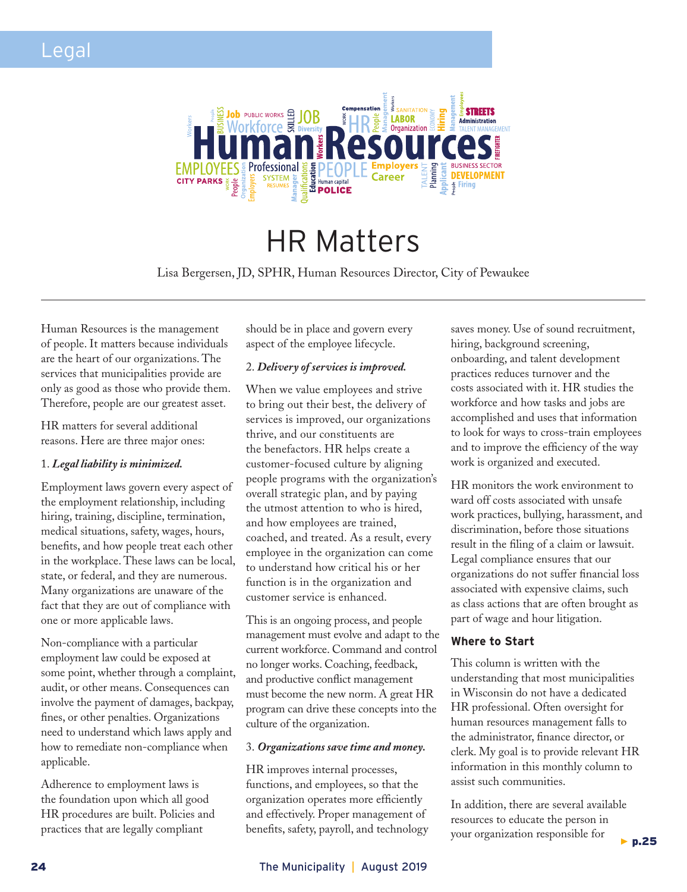Legal

# HR Matters

Lisa Bergersen, JD, SPHR, Human Resources Director, City of Pewaukee

Human Resources is the management of people. It matters because individuals are the heart of our organizations. The services that municipalities provide are only as good as those who provide them. Therefore, people are our greatest asset.

HR matters for several additional reasons. Here are three major ones:

1. ***Legal liability is minimized.***

Employment laws govern every aspect of the employment relationship, including hiring, training, discipline, termination, medical situations, safety, wages, hours, benefits, and how people treat each other in the workplace. These laws can be local, state, or federal, and they are numerous. Many organizations are unaware of the fact that they are out of compliance with one or more applicable laws.

Non-compliance with a particular employment law could be exposed at some point, whether through a complaint, audit, or other means. Consequences can involve the payment of damages, backpay, fines, or other penalties. Organizations need to understand which laws apply and how to remediate non-compliance when applicable.

Adherence to employment laws is the foundation upon which all good HR procedures are built. Policies and practices that are legally compliant should be in place and govern every aspect of the employee lifecycle.

2. ***Delivery of services is improved.***

When we value employees and strive to bring out their best, the delivery of services is improved, our organizations thrive, and our constituents are the benefactors. HR helps create a customer-focused culture by aligning people programs with the organization's overall strategic plan, and by paying the utmost attention to who is hired, and how employees are trained, coached, and treated. As a result, every employee in the organization can come to understand how critical his or her function is in the organization and customer service is enhanced.

This is an ongoing process, and people management must evolve and adapt to the current workforce. Command and control no longer works. Coaching, feedback, and productive conflict management must become the new norm. A great HR program can drive these concepts into the culture of the organization.

3. ***Organizations save time and money.***

HR improves internal processes, functions, and employees, so that the organization operates more efficiently and effectively. Proper management of benefits, safety, payroll, and technology saves money. Use of sound recruitment, hiring, background screening, onboarding, and talent development practices reduces turnover and the costs associated with it. HR studies the workforce and how tasks and jobs are accomplished and uses that information to look for ways to cross-train employees and to improve the efficiency of the way work is organized and executed.

HR monitors the work environment to ward off costs associated with unsafe work practices, bullying, harassment, and discrimination, before those situations result in the filing of a claim or lawsuit. Legal compliance ensures that our organizations do not suffer financial loss associated with expensive claims, such as class actions that are often brought as part of wage and hour litigation.

## Where to Start

This column is written with the understanding that most municipalities in Wisconsin do not have a dedicated HR professional. Often oversight for human resources management falls to the administrator, finance director, or clerk. My goal is to provide relevant HR information in this monthly column to assist such communities.

In addition, there are several available resources to educate the person in your organization responsible for ► p.25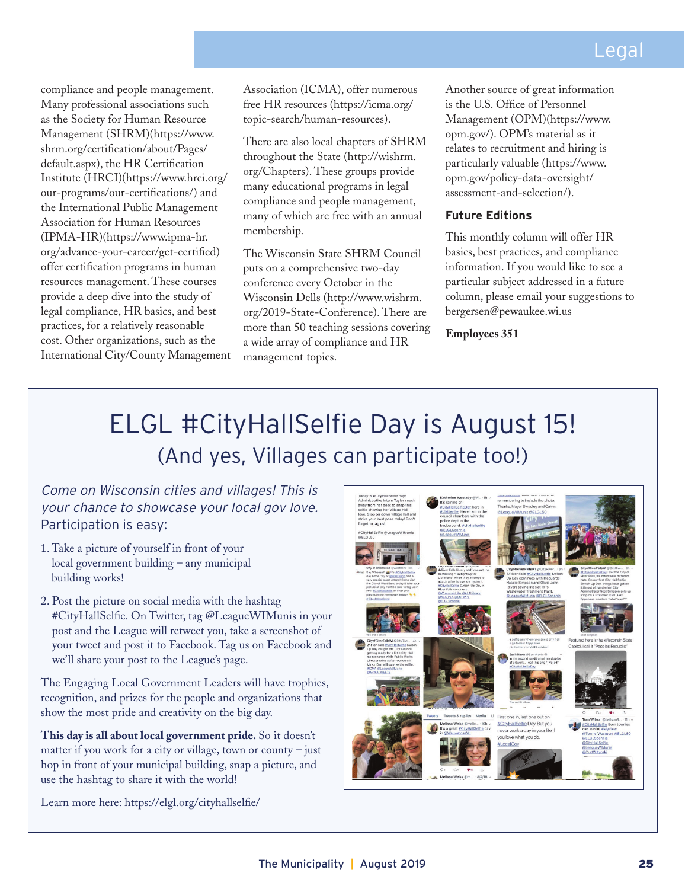compliance and people management. Many professional associations such as the Society for Human Resource Management (SHRM)(https://www.shrm.org/certification/about/Pages/default.aspx), the HR Certification Institute (HRCI)(https://www.hrci.org/our-programs/our-certifications/) and the International Public Management Association for Human Resources (IPMA-HR)(https://www.ipma-hr.org/advance-your-career/get-certified) offer certification programs in human resources management. These courses provide a deep dive into the study of legal compliance, HR basics, and best practices, for a relatively reasonable cost. Other organizations, such as the International City/County Management Association (ICMA), offer numerous free HR resources (https://icma.org/topic-search/human-resources).

There are also local chapters of SHRM throughout the State (http://wishrm.org/Chapters). These groups provide many educational programs in legal compliance and people management, many of which are free with an annual membership.

The Wisconsin State SHRM Council puts on a comprehensive two-day conference every October in the Wisconsin Dells (http://www.wishrm.org/2019-State-Conference). There are more than 50 teaching sessions covering a wide array of compliance and HR management topics.

Another source of great information is the U.S. Office of Personnel Management (OPM)(https://www.opm.gov/). OPM's material as it relates to recruitment and hiring is particularly valuable (https://www.opm.gov/policy-data-oversight/assessment-and-selection/).

### Future Editions

This monthly column will offer HR basics, best practices, and compliance information. If you would like to see a particular subject addressed in a future column, please email your suggestions to bergersen@pewaukee.wi.us

**Employees 351**

# ELGL #CityHallSelfie Day is August 15!

## (And yes, Villages can participate too!)

*Come on Wisconsin cities and villages! This is your chance to showcase your local gov love.* Participation is easy:

1. Take a picture of yourself in front of your local government building – any municipal building works!
2. Post the picture on social media with the hashtag #CityHallSelfie. On Twitter, tag @LeagueWIMunis in your post and the League will retweet you, take a screenshot of your tweet and post it to Facebook. Tag us on Facebook and we'll share your post to the League's page.

The Engaging Local Government Leaders will have trophies, recognition, and prizes for the people and organizations that show the most pride and creativity on the big day.

**This day is all about local government pride.** So it doesn't matter if you work for a city or village, town or county – just hop in front of your municipal building, snap a picture, and use the hashtag to share it with the world!

Learn more here: https://elgl.org/cityhallselfie/